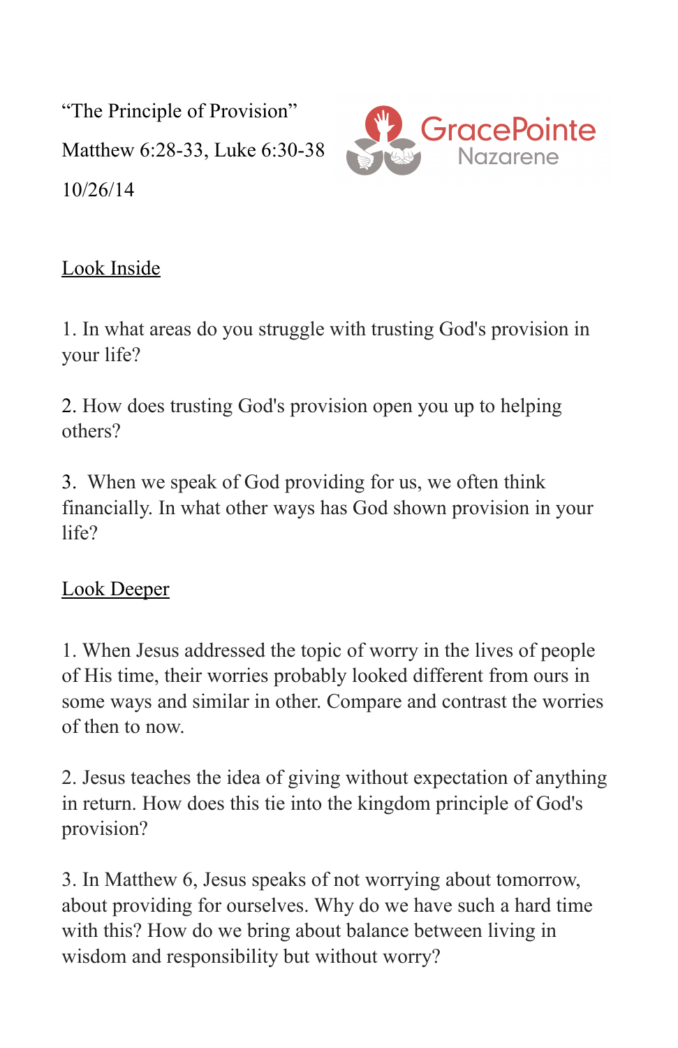"The Principle of Provision"

Matthew 6:28-33, Luke 6:30-38

10/26/14

GracePointe Nazarene

## Look Inside

1. In what areas do you struggle with trusting God's provision in your life?

2. How does trusting God's provision open you up to helping others?

3. When we speak of God providing for us, we often think financially. In what other ways has God shown provision in your life?

## Look Deeper

1. When Jesus addressed the topic of worry in the lives of people of His time, their worries probably looked different from ours in some ways and similar in other. Compare and contrast the worries of then to now.

2. Jesus teaches the idea of giving without expectation of anything in return. How does this tie into the kingdom principle of God's provision?

3. In Matthew 6, Jesus speaks of not worrying about tomorrow, about providing for ourselves. Why do we have such a hard time with this? How do we bring about balance between living in wisdom and responsibility but without worry?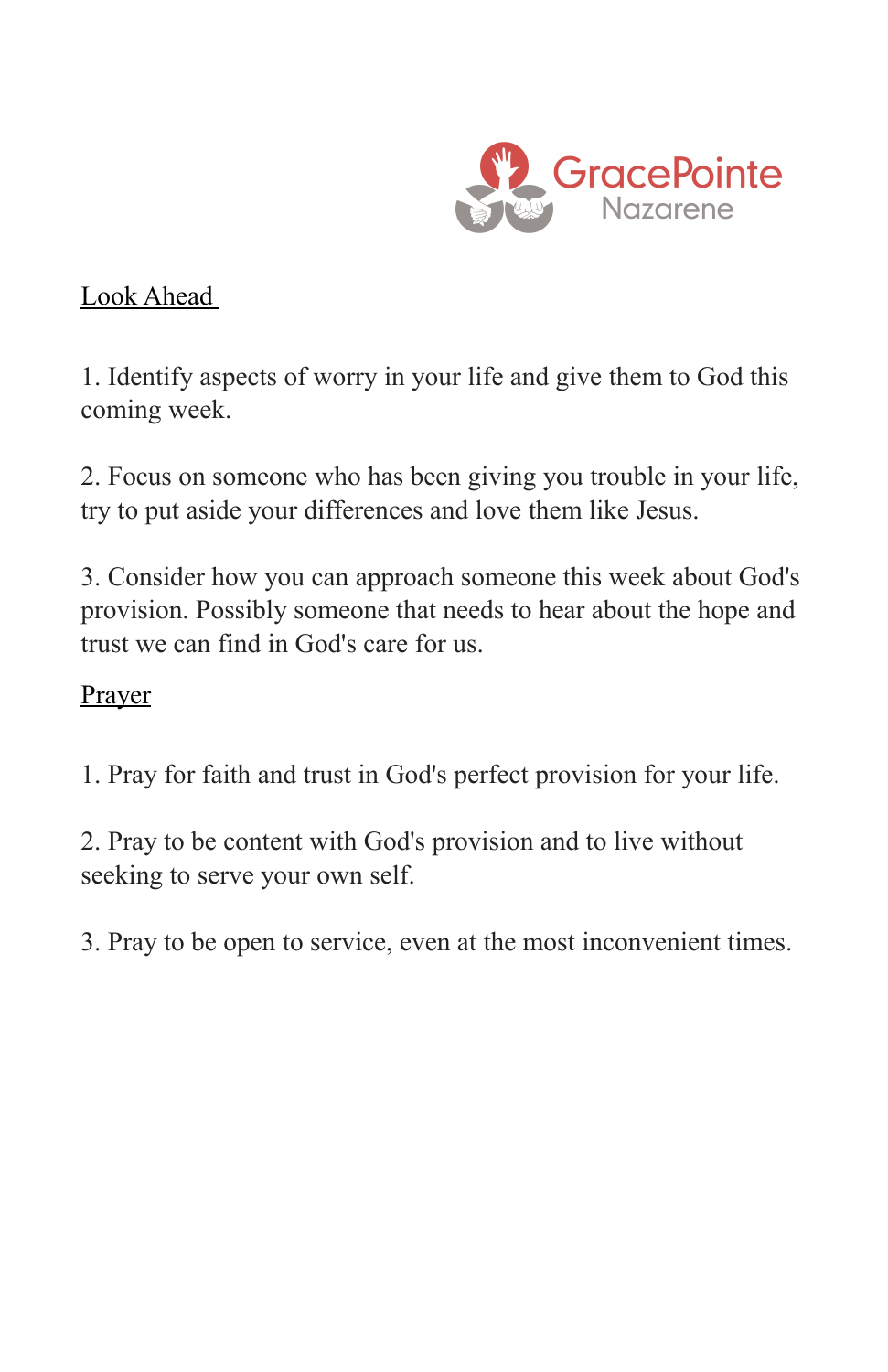GracePointe
Nazarene

Look Ahead

1. Identify aspects of worry in your life and give them to God this coming week.

2. Focus on someone who has been giving you trouble in your life, try to put aside your differences and love them like Jesus.

3. Consider how you can approach someone this week about God's provision. Possibly someone that needs to hear about the hope and trust we can find in God's care for us.

Prayer

1. Pray for faith and trust in God's perfect provision for your life.

2. Pray to be content with God's provision and to live without seeking to serve your own self.

3. Pray to be open to service, even at the most inconvenient times.